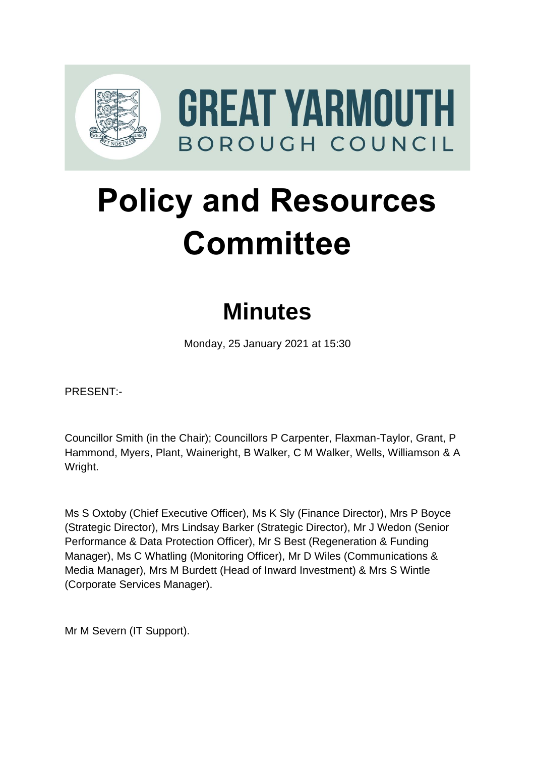GREAT YARMOUTH
BOROUGH COUNCIL

# Policy and Resources Committee

## Minutes

Monday, 25 January 2021 at 15:30

PRESENT:-

Councillor Smith (in the Chair); Councillors P Carpenter, Flaxman-Taylor, Grant, P Hammond, Myers, Plant, Waineright, B Walker, C M Walker, Wells, Williamson & A Wright.

Ms S Oxtoby (Chief Executive Officer), Ms K Sly (Finance Director), Mrs P Boyce (Strategic Director), Mrs Lindsay Barker (Strategic Director), Mr J Wedon (Senior Performance & Data Protection Officer), Mr S Best (Regeneration & Funding Manager), Ms C Whatling (Monitoring Officer), Mr D Wiles (Communications & Media Manager), Mrs M Burdett (Head of Inward Investment) & Mrs S Wintle (Corporate Services Manager).

Mr M Severn (IT Support).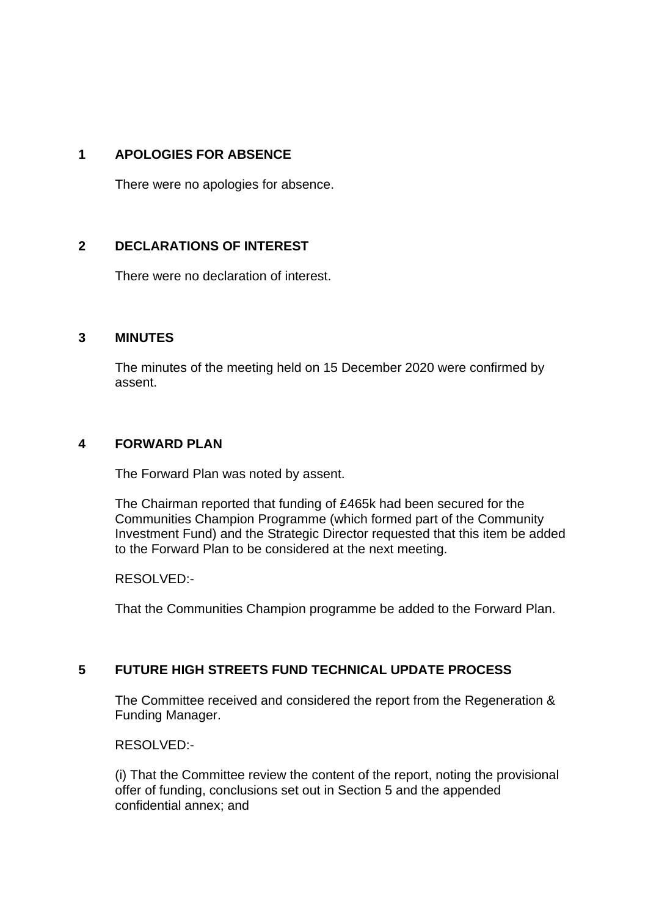## 1 APOLOGIES FOR ABSENCE

There were no apologies for absence.

## 2 DECLARATIONS OF INTEREST

There were no declaration of interest.

## 3 MINUTES

The minutes of the meeting held on 15 December 2020 were confirmed by assent.

## 4 FORWARD PLAN

The Forward Plan was noted by assent.

The Chairman reported that funding of £465k had been secured for the Communities Champion Programme (which formed part of the Community Investment Fund) and the Strategic Director requested that this item be added to the Forward Plan to be considered at the next meeting.

RESOLVED:-

That the Communities Champion programme be added to the Forward Plan.

## 5 FUTURE HIGH STREETS FUND TECHNICAL UPDATE PROCESS

The Committee received and considered the report from the Regeneration & Funding Manager.

RESOLVED:-

(i) That the Committee review the content of the report, noting the provisional offer of funding, conclusions set out in Section 5 and the appended confidential annex; and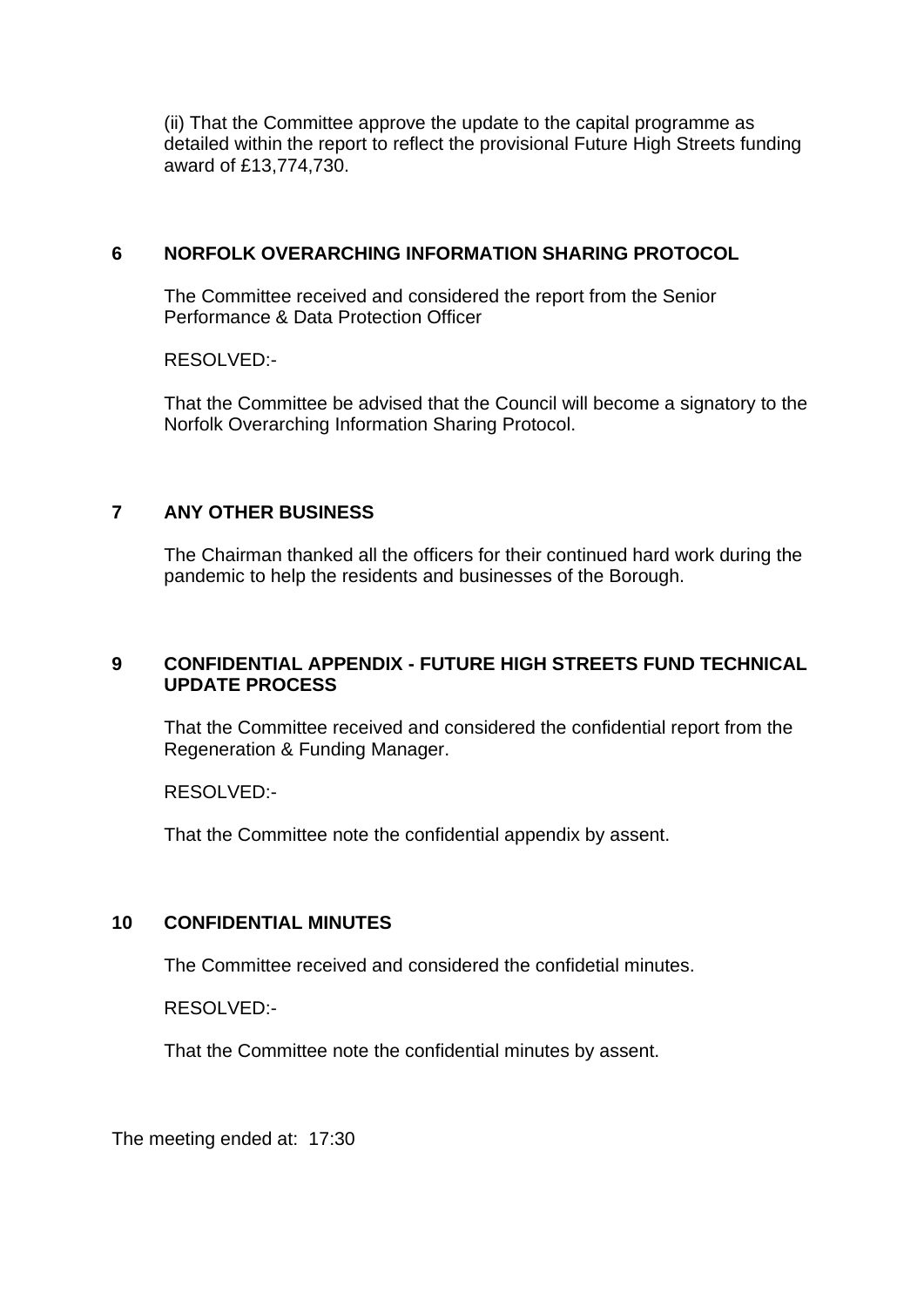(ii) That the Committee approve the update to the capital programme as detailed within the report to reflect the provisional Future High Streets funding award of £13,774,730.

## 6 NORFOLK OVERARCHING INFORMATION SHARING PROTOCOL

The Committee received and considered the report from the Senior Performance & Data Protection Officer

RESOLVED:-

That the Committee be advised that the Council will become a signatory to the Norfolk Overarching Information Sharing Protocol.

## 7 ANY OTHER BUSINESS

The Chairman thanked all the officers for their continued hard work during the pandemic to help the residents and businesses of the Borough.

## 9 CONFIDENTIAL APPENDIX - FUTURE HIGH STREETS FUND TECHNICAL UPDATE PROCESS

That the Committee received and considered the confidential report from the Regeneration & Funding Manager.

RESOLVED:-

That the Committee note the confidential appendix by assent.

## 10 CONFIDENTIAL MINUTES

The Committee received and considered the confidetial minutes.

RESOLVED:-

That the Committee note the confidential minutes by assent.

The meeting ended at: 17:30